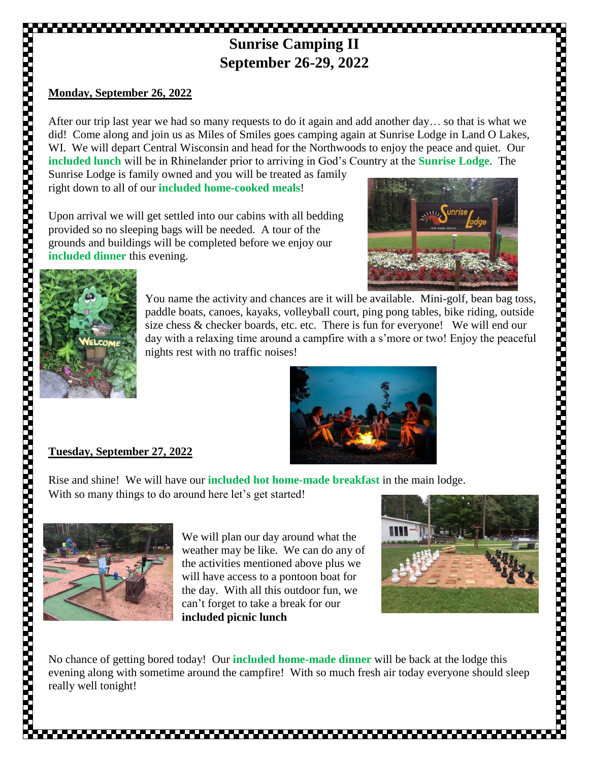# Sunrise Camping II
# September 26-29, 2022

## Monday, September 26, 2022

After our trip last year we had so many requests to do it again and add another day… so that is what we did! Come along and join us as Miles of Smiles goes camping again at Sunrise Lodge in Land O Lakes, WI. We will depart Central Wisconsin and head for the Northwoods to enjoy the peace and quiet. Our **included lunch** will be in Rhinelander prior to arriving in God's Country at the **Sunrise Lodge**. The Sunrise Lodge is family owned and you will be treated as family right down to all of our **included home-cooked meals**!

Upon arrival we will get settled into our cabins with all bedding provided so no sleeping bags will be needed. A tour of the grounds and buildings will be completed before we enjoy our **included dinner** this evening.

You name the activity and chances are it will be available. Mini-golf, bean bag toss, paddle boats, canoes, kayaks, volleyball court, ping pong tables, bike riding, outside size chess & checker boards, etc. etc. There is fun for everyone! We will end our day with a relaxing time around a campfire with a s'more or two! Enjoy the peaceful nights rest with no traffic noises!

## Tuesday, September 27, 2022

Rise and shine! We will have our **included hot home-made breakfast** in the main lodge. With so many things to do around here let's get started!

We will plan our day around what the weather may be like. We can do any of the activities mentioned above plus we will have access to a pontoon boat for the day. With all this outdoor fun, we can't forget to take a break for our **included picnic lunch**

No chance of getting bored today! Our **included home-made dinner** will be back at the lodge this evening along with sometime around the campfire! With so much fresh air today everyone should sleep really well tonight!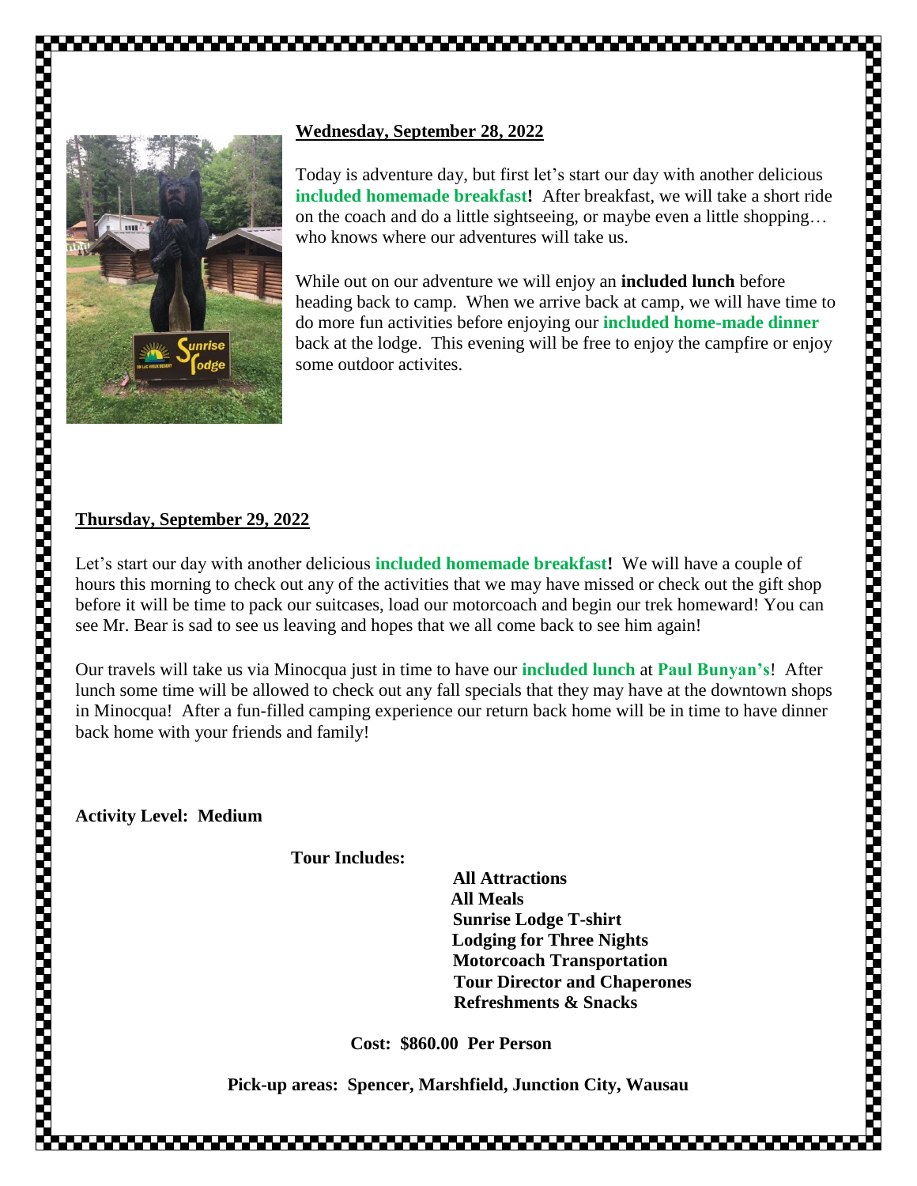**Wednesday, September 28, 2022**

Today is adventure day, but first let's start our day with another delicious **included homemade breakfast!** After breakfast, we will take a short ride on the coach and do a little sightseeing, or maybe even a little shopping… who knows where our adventures will take us.

While out on our adventure we will enjoy an **included lunch** before heading back to camp. When we arrive back at camp, we will have time to do more fun activities before enjoying our **included home-made dinner** back at the lodge. This evening will be free to enjoy the campfire or enjoy some outdoor activites.

**Thursday, September 29, 2022**

Let's start our day with another delicious **included homemade breakfast!** We will have a couple of hours this morning to check out any of the activities that we may have missed or check out the gift shop before it will be time to pack our suitcases, load our motorcoach and begin our trek homeward! You can see Mr. Bear is sad to see us leaving and hopes that we all come back to see him again!

Our travels will take us via Minocqua just in time to have our **included lunch** at **Paul Bunyan's**! After lunch some time will be allowed to check out any fall specials that they may have at the downtown shops in Minocqua! After a fun-filled camping experience our return back home will be in time to have dinner back home with your friends and family!

**Activity Level: Medium**

**Tour Includes:**

**All Attractions**
**All Meals**
**Sunrise Lodge T-shirt**
**Lodging for Three Nights**
**Motorcoach Transportation**
**Tour Director and Chaperones**
**Refreshments & Snacks**

**Cost: $860.00 Per Person**

**Pick-up areas: Spencer, Marshfield, Junction City, Wausau**